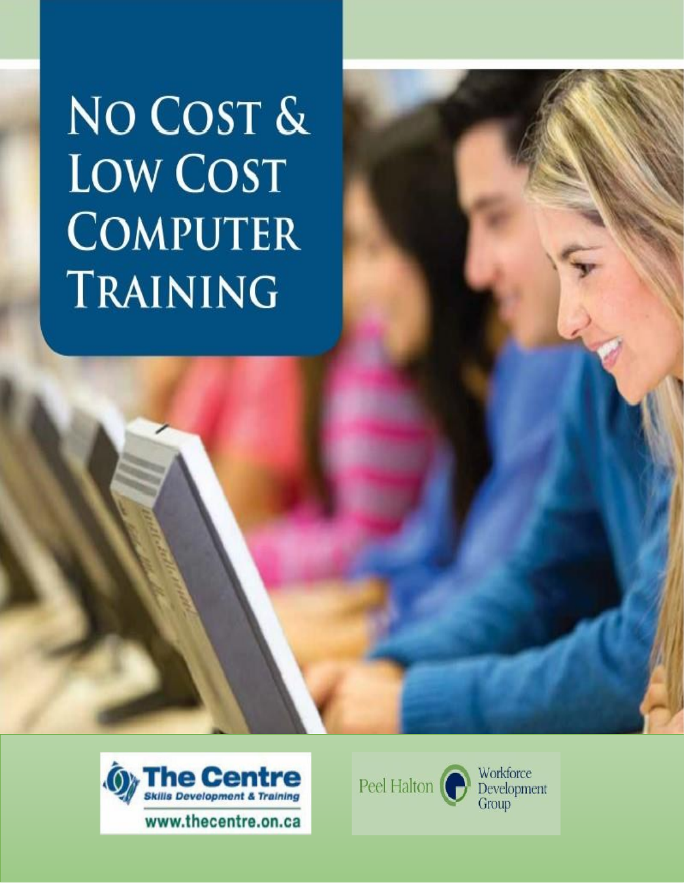# NO COST & LOW COST COMPUTER TRAINING

The Centre
Skills Development & Training
www.thecentre.on.ca

Peel Halton Workforce Development Group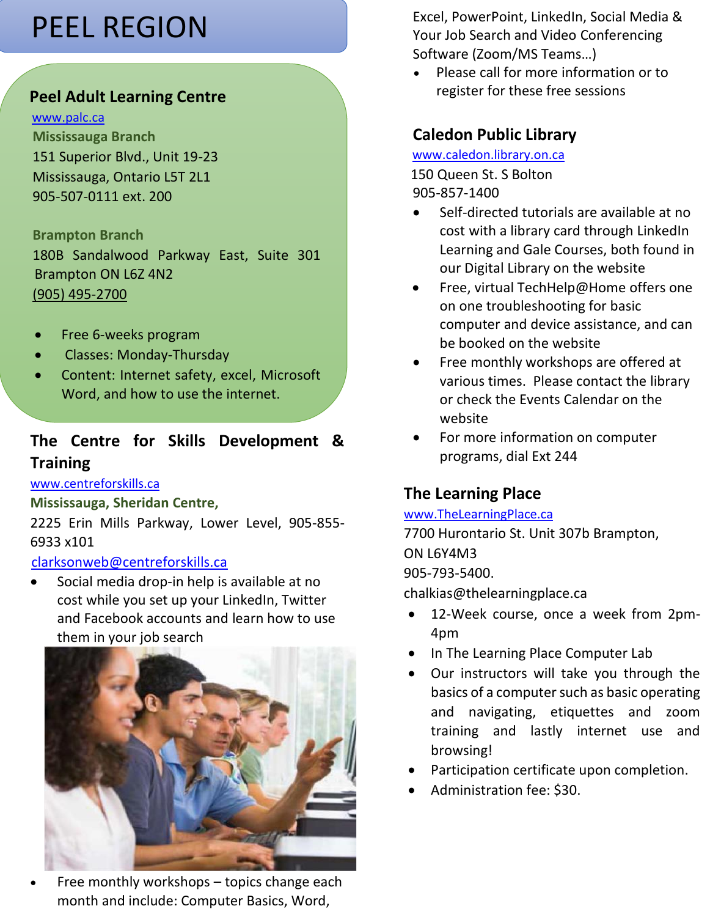# PEEL REGION

### Peel Adult Learning Centre

www.palc.ca

**Mississauga Branch**
151 Superior Blvd., Unit 19-23
Mississauga, Ontario L5T 2L1
905-507-0111 ext. 200

**Brampton Branch**
180B Sandalwood Parkway East, Suite 301
Brampton ON L6Z 4N2
(905) 495-2700

- Free 6-weeks program
- Classes: Monday-Thursday
- Content: Internet safety, excel, Microsoft Word, and how to use the internet.

### The Centre for Skills Development & Training

www.centreforskills.ca

**Mississauga, Sheridan Centre,**
2225 Erin Mills Parkway, Lower Level, 905-855-6933 x101
clarksonweb@centreforskills.ca

- Social media drop-in help is available at no cost while you set up your LinkedIn, Twitter and Facebook accounts and learn how to use them in your job search
- Free monthly workshops – topics change each month and include: Computer Basics, Word, Excel, PowerPoint, LinkedIn, Social Media & Your Job Search and Video Conferencing Software (Zoom/MS Teams…)
- Please call for more information or to register for these free sessions

### Caledon Public Library

www.caledon.library.on.ca
150 Queen St. S Bolton
905-857-1400

- Self-directed tutorials are available at no cost with a library card through LinkedIn Learning and Gale Courses, both found in our Digital Library on the website
- Free, virtual TechHelp@Home offers one on one troubleshooting for basic computer and device assistance, and can be booked on the website
- Free monthly workshops are offered at various times. Please contact the library or check the Events Calendar on the website
- For more information on computer programs, dial Ext 244

### The Learning Place

www.TheLearningPlace.ca
7700 Hurontario St. Unit 307b Brampton, ON L6Y4M3
905-793-5400.
chalkias@thelearningplace.ca

- 12-Week course, once a week from 2pm-4pm
- In The Learning Place Computer Lab
- Our instructors will take you through the basics of a computer such as basic operating and navigating, etiquettes and zoom training and lastly internet use and browsing!
- Participation certificate upon completion.
- Administration fee: $30.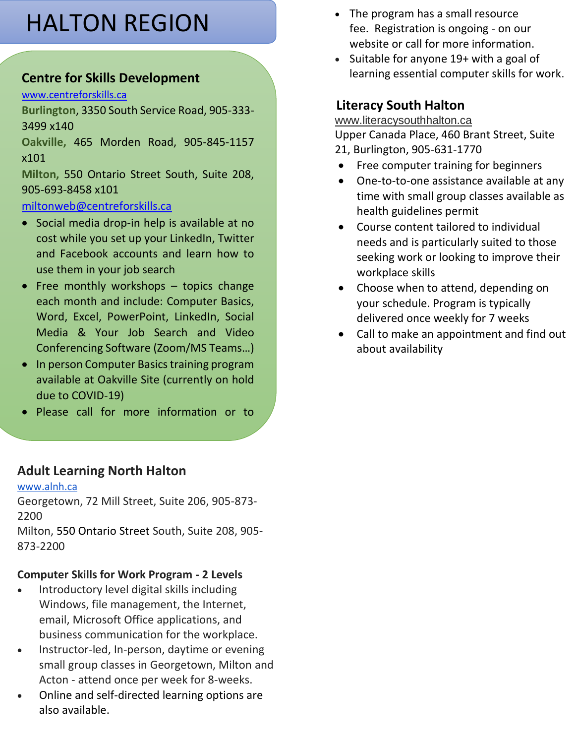# HALTON REGION

### Centre for Skills Development

www.centreforskills.ca

**Burlington**, 3350 South Service Road, 905-333-3499 x140

**Oakville,** 465 Morden Road, 905-845-1157 x101

**Milton,** 550 Ontario Street South, Suite 208, 905-693-8458 x101

miltonweb@centreforskills.ca

- Social media drop-in help is available at no cost while you set up your LinkedIn, Twitter and Facebook accounts and learn how to use them in your job search
- Free monthly workshops – topics change each month and include: Computer Basics, Word, Excel, PowerPoint, LinkedIn, Social Media & Your Job Search and Video Conferencing Software (Zoom/MS Teams…)
- In person Computer Basics training program available at Oakville Site (currently on hold due to COVID-19)
- Please call for more information or to

### Adult Learning North Halton

www.alnh.ca

Georgetown, 72 Mill Street, Suite 206, 905-873-2200

Milton, 550 Ontario Street South, Suite 208, 905-873-2200

**Computer Skills for Work Program - 2 Levels**

- Introductory level digital skills including Windows, file management, the Internet, email, Microsoft Office applications, and business communication for the workplace.
- Instructor-led, In-person, daytime or evening small group classes in Georgetown, Milton and Acton - attend once per week for 8-weeks.
- Online and self-directed learning options are also available.
- The program has a small resource fee. Registration is ongoing - on our website or call for more information.
- Suitable for anyone 19+ with a goal of learning essential computer skills for work.

### Literacy South Halton

www.literacysouthhalton.ca

Upper Canada Place, 460 Brant Street, Suite 21, Burlington, 905-631-1770

- Free computer training for beginners
- One-to-to-one assistance available at any time with small group classes available as health guidelines permit
- Course content tailored to individual needs and is particularly suited to those seeking work or looking to improve their workplace skills
- Choose when to attend, depending on your schedule. Program is typically delivered once weekly for 7 weeks
- Call to make an appointment and find out about availability